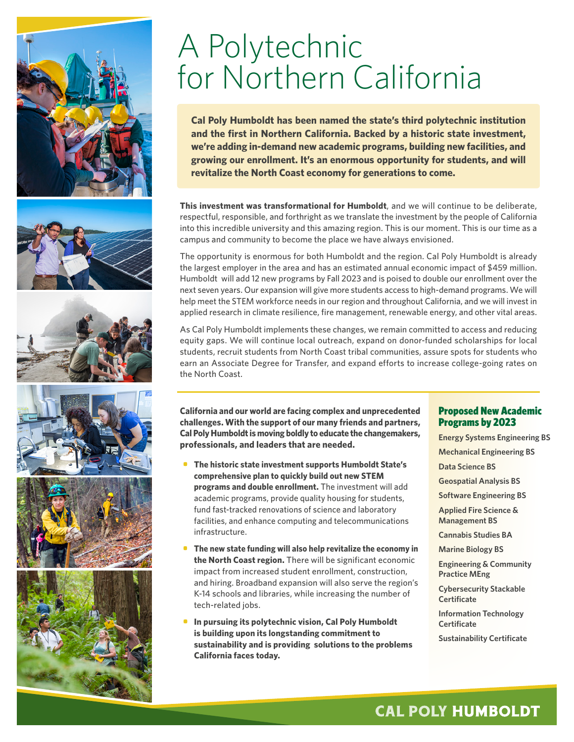# A Polytechnic for Northern California

**Cal Poly Humboldt has been named the state's third polytechnic institution and the first in Northern California. Backed by a historic state investment, we're adding in-demand new academic programs, building new facilities, and growing our enrollment. It's an enormous opportunity for students, and will revitalize the North Coast economy for generations to come.**

**This investment was transformational for Humboldt**, and we will continue to be deliberate, respectful, responsible, and forthright as we translate the investment by the people of California into this incredible university and this amazing region. This is our moment. This is our time as a campus and community to become the place we have always envisioned.

The opportunity is enormous for both Humboldt and the region. Cal Poly Humboldt is already the largest employer in the area and has an estimated annual economic impact of $459 million. Humboldt will add 12 new programs by Fall 2023 and is poised to double our enrollment over the next seven years. Our expansion will give more students access to high-demand programs. We will help meet the STEM workforce needs in our region and throughout California, and we will invest in applied research in climate resilience, fire management, renewable energy, and other vital areas.

As Cal Poly Humboldt implements these changes, we remain committed to access and reducing equity gaps. We will continue local outreach, expand on donor-funded scholarships for local students, recruit students from North Coast tribal communities, assure spots for students who earn an Associate Degree for Transfer, and expand efforts to increase college-going rates on the North Coast.

**California and our world are facing complex and unprecedented challenges. With the support of our many friends and partners, Cal Poly Humboldt is moving boldly to educate the changemakers, professionals, and leaders that are needed.**

- **The historic state investment supports Humboldt State's comprehensive plan to quickly build out new STEM programs and double enrollment.** The investment will add academic programs, provide quality housing for students, fund fast-tracked renovations of science and laboratory facilities, and enhance computing and telecommunications infrastructure.
- **The new state funding will also help revitalize the economy in the North Coast region.** There will be significant economic impact from increased student enrollment, construction, and hiring. Broadband expansion will also serve the region's K-14 schools and libraries, while increasing the number of tech-related jobs.
- **In pursuing its polytechnic vision, Cal Poly Humboldt is building upon its longstanding commitment to sustainability and is providing solutions to the problems California faces today.**

## Proposed New Academic Programs by 2023

- Energy Systems Engineering BS
- Mechanical Engineering BS
- Data Science BS
- Geospatial Analysis BS
- Software Engineering BS
- Applied Fire Science & Management BS
- Cannabis Studies BA
- Marine Biology BS
- Engineering & Community Practice MEng
- Cybersecurity Stackable Certificate
- Information Technology Certificate
- Sustainability Certificate

CAL POLY HUMBOLDT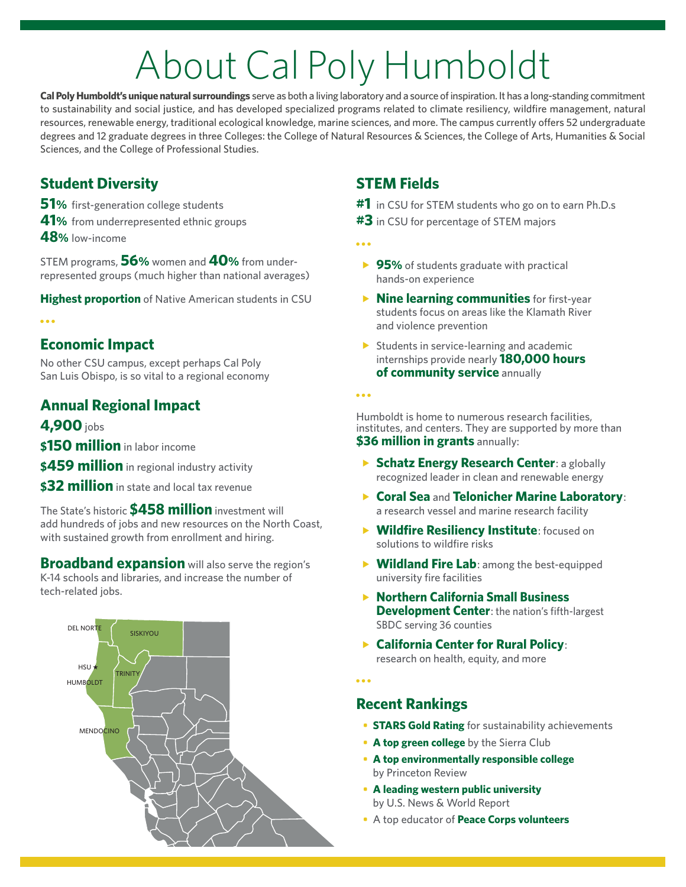# About Cal Poly Humboldt

**Cal Poly Humboldt's unique natural surroundings** serve as both a living laboratory and a source of inspiration. It has a long-standing commitment to sustainability and social justice, and has developed specialized programs related to climate resiliency, wildfire management, natural resources, renewable energy, traditional ecological knowledge, marine sciences, and more. The campus currently offers 52 undergraduate degrees and 12 graduate degrees in three Colleges: the College of Natural Resources & Sciences, the College of Arts, Humanities & Social Sciences, and the College of Professional Studies.

## Student Diversity

**51%** first-generation college students
**41%** from underrepresented ethnic groups
**48%** low-income

STEM programs, **56%** women and **40%** from under-represented groups (much higher than national averages)

**Highest proportion** of Native American students in CSU

## Economic Impact

No other CSU campus, except perhaps Cal Poly San Luis Obispo, is so vital to a regional economy

## Annual Regional Impact

**4,900** jobs
**$150 million** in labor income
**$459 million** in regional industry activity
**$32 million** in state and local tax revenue

The State's historic **$458 million** investment will add hundreds of jobs and new resources on the North Coast, with sustained growth from enrollment and hiring.

**Broadband expansion** will also serve the region's K-14 schools and libraries, and increase the number of tech-related jobs.

DEL NORTE
SISKIYOU
HSU ★
HUMBOLDT
TRINITY
MENDOCINO

## STEM Fields

**#1** in CSU for STEM students who go on to earn Ph.D.s
**#3** in CSU for percentage of STEM majors

- **95%** of students graduate with practical hands-on experience
- **Nine learning communities** for first-year students focus on areas like the Klamath River and violence prevention
- Students in service-learning and academic internships provide nearly **180,000 hours of community service** annually

Humboldt is home to numerous research facilities, institutes, and centers. They are supported by more than **$36 million in grants** annually:

- **Schatz Energy Research Center**: a globally recognized leader in clean and renewable energy
- **Coral Sea** and **Telonicher Marine Laboratory**: a research vessel and marine research facility
- **Wildfire Resiliency Institute**: focused on solutions to wildfire risks
- **Wildland Fire Lab**: among the best-equipped university fire facilities
- **Northern California Small Business Development Center**: the nation's fifth-largest SBDC serving 36 counties
- **California Center for Rural Policy**: research on health, equity, and more

## Recent Rankings

- **STARS Gold Rating** for sustainability achievements
- **A top green college** by the Sierra Club
- **A top environmentally responsible college** by Princeton Review
- **A leading western public university** by U.S. News & World Report
- A top educator of **Peace Corps volunteers**